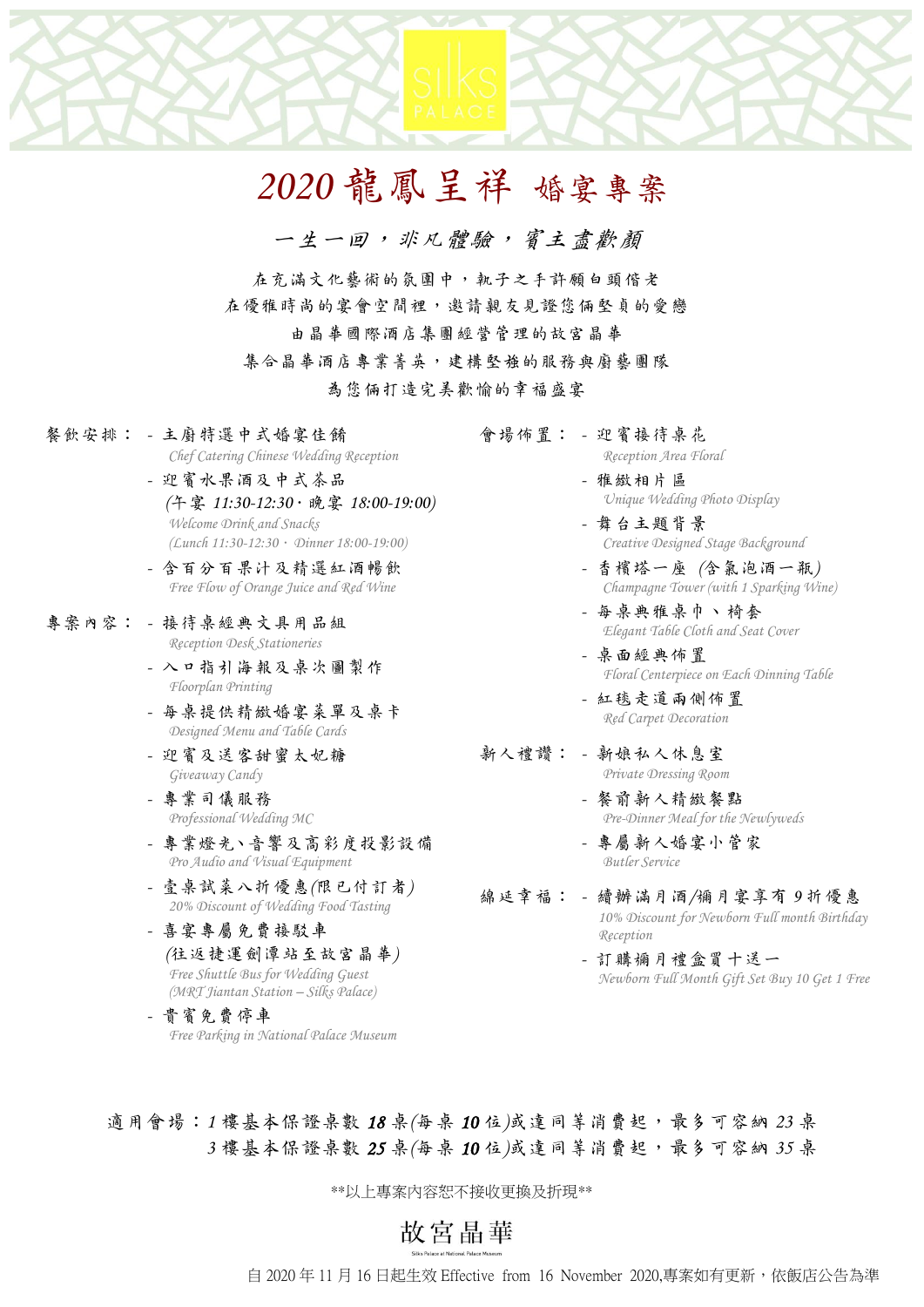Silks PALACE

# 2020 龍鳳呈祥 婚宴專案

## 一生一回，非凡體驗，賓主盡歡顏

在充滿文化藝術的氛圍中，執子之手許願白頭偕老
在優雅時尚的宴會空間裡，邀請親友見證您倆堅貞的愛戀
由晶華國際酒店集團經營管理的故宮晶華
集合晶華酒店專業菁英，建構堅強的服務與廚藝團隊
為您倆打造完美歡愉的幸福盛宴

**餐飲安排：**
- 主廚特選中式婚宴佳餚
  *Chef Catering Chinese Wedding Reception*
- 迎賓水果酒及中式茶品
  (午宴 11:30-12:30．晚宴 18:00-19:00)
  *Welcome Drink and Snacks*
  *(Lunch 11:30-12:30． Dinner 18:00-19:00)*
- 含百分百果汁及精選紅酒暢飲
  *Free Flow of Orange Juice and Red Wine*

**專案內容：**
- 接待桌經典文具用品組
  *Reception Desk Stationeries*
- 入口指引海報及桌次圖製作
  *Floorplan Printing*
- 每桌提供精緻婚宴菜單及桌卡
  *Designed Menu and Table Cards*
- 迎賓及送客甜蜜太妃糖
  *Giveaway Candy*
- 專業司儀服務
  *Professional Wedding MC*
- 專業燈光、音響及高彩度投影設備
  *Pro Audio and Visual Equipment*
- 壹桌試菜八折優惠(限已付訂者)
  *20% Discount of Wedding Food Tasting*
- 喜宴專屬免費接駁車
  (往返捷運劍潭站至故宮晶華)
  *Free Shuttle Bus for Wedding Guest*
  *(MRT Jiantan Station – Silks Palace)*
- 貴賓免費停車
  *Free Parking in National Palace Museum*

**會場佈置：**
- 迎賓接待桌花
  *Reception Area Floral*
- 雅緻相片區
  *Unique Wedding Photo Display*
- 舞台主題背景
  *Creative Designed Stage Background*
- 香檳塔一座 (含氣泡酒一瓶)
  *Champagne Tower (with 1 Sparking Wine)*
- 每桌典雅桌巾、椅套
  *Elegant Table Cloth and Seat Cover*
- 桌面經典佈置
  *Floral Centerpiece on Each Dinning Table*
- 紅毯走道兩側佈置
  *Red Carpet Decoration*

**新人禮讚：**
- 新娘私人休息室
  *Private Dressing Room*
- 餐前新人精緻餐點
  *Pre-Dinner Meal for the Newlyweds*
- 專屬新人婚宴小管家
  *Butler Service*

**綿延幸福：**
- 續辦滿月酒/彌月宴享有9折優惠
  *10% Discount for Newborn Full month Birthday Reception*
- 訂購彌月禮盒買十送一
  *Newborn Full Month Gift Set Buy 10 Get 1 Free*

適用會場：1樓基本保證桌數 **18** 桌(每桌 **10** 位)或達同等消費起，最多可容納 23 桌
3樓基本保證桌數 **25** 桌(每桌 **10** 位)或達同等消費起，最多可容納 35 桌

**以上專案內容恕不接收更換及折現**

故宮晶華
Silks Palace at National Palace Museum

自 2020 年 11 月 16 日起生效 Effective from 16 November 2020,專案如有更新，依飯店公告為準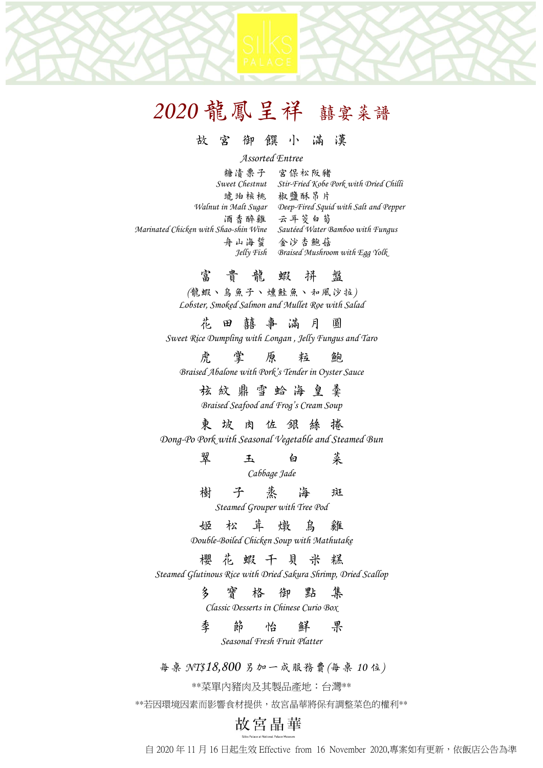SILKS PALACE

# 2020 龍鳳呈祥 囍宴菜譜

## 故 宮 御 饌 小 滿 漢

*Assorted Entree*

| | |
|---|---|
| 糖漬栗子<br>*Sweet Chestnut* | 宮保松阪豬<br>*Stir-Fried Kobe Pork with Dried Chilli* |
| 琥珀核桃<br>*Walnut in Malt Sugar* | 椒鹽酥吊片<br>*Deep-Fried Squid with Salt and Pepper* |
| 酒香醉雞<br>*Marinated Chicken with Shao-shin Wine* | 云耳茭白筍<br>*Sautéed Water Bamboo with Fungus* |
| 舟山海蜇<br>*Jelly Fish* | 金沙杏鮑菇<br>*Braised Mushroom with Egg Yolk* |

## 富 貴 龍 蝦 拼 盤

(龍蝦、烏魚子、燻鮭魚、和風沙拉)

*Lobster, Smoked Salmon and Mullet Roe with Salad*

## 花 田 囍 事 滿 月 圓

*Sweet Rice Dumpling with Longan , Jelly Fungus and Taro*

## 虎 掌 原 粒 鮑

*Braised Abalone with Pork's Tender in Oyster Sauce*

## 玹 紋 鼎 雪 蛤 海 皇 羹

*Braised Seafood and Frog's Cream Soup*

## 東 坡 肉 佐 銀 絲 捲

*Dong-Po Pork with Seasonal Vegetable and Steamed Bun*

## 翠 玉 白 菜

*Cabbage Jade*

## 樹 子 蒸 海 斑

*Steamed Grouper with Tree Pod*

## 姬 松 茸 燉 烏 雞

*Double-Boiled Chicken Soup with Mathutake*

## 櫻 花 蝦 干 貝 米 糕

*Steamed Glutinous Rice with Dried Sakura Shrimp, Dried Scallop*

## 多 寶 格 御 點 集

*Classic Desserts in Chinese Curio Box*

## 季 節 怡 鮮 果

*Seasonal Fresh Fruit Platter*

每桌 *NT$18,800* 另加一成服務費(每桌 *10* 位)

**菜單內豬肉及其製品產地：台灣**

**若因環境因素而影響食材提供，故宮晶華將保有調整菜色的權利**

故宮晶華

Silks Palace at National Palace Museum

自 2020 年 11 月 16 日起生效 Effective from 16 November 2020,專案如有更新，依飯店公告為準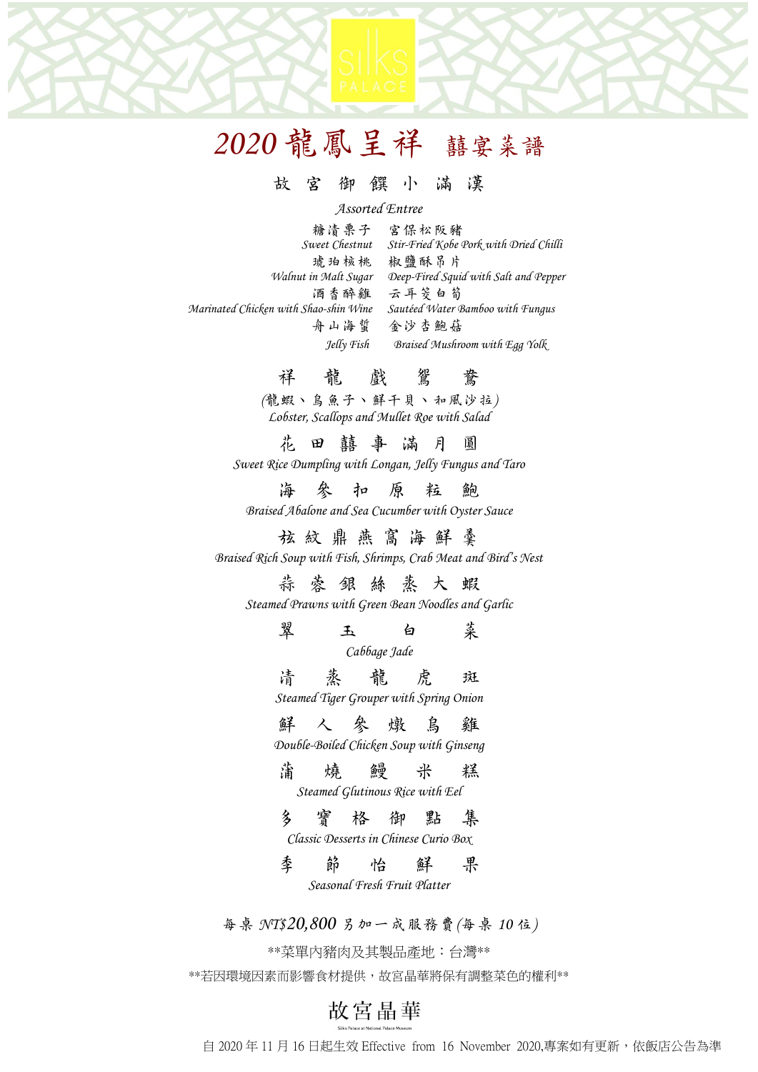SILKS PALACE

# 2020 龍鳳呈祥 囍宴菜譜

## 故 宮 御 饌 小 滿 漢

*Assorted Entree*

| | |
|---|---|
| 糖漬栗子<br>*Sweet Chestnut* | 宮保松阪豬<br>*Stir-Fried Kobe Pork with Dried Chilli* |
| 琥珀核桃<br>*Walnut in Malt Sugar* | 椒鹽酥吊片<br>*Deep-Fried Squid with Salt and Pepper* |
| 酒香醉雞<br>*Marinated Chicken with Shao-shin Wine* | 云耳筊白筍<br>*Sautéed Water Bamboo with Fungus* |
| 舟山海蜇<br>*Jelly Fish* | 金沙杏鮑菇<br>*Braised Mushroom with Egg Yolk* |

## 祥 龍 戲 鴛 鴦

(龍蝦、烏魚子、鮮干貝、和風沙拉)
*Lobster, Scallops and Mullet Roe with Salad*

## 花 田 囍 事 滿 月 圓

*Sweet Rice Dumpling with Longan, Jelly Fungus and Taro*

## 海 參 扣 原 粒 鮑

*Braised Abalone and Sea Cucumber with Oyster Sauce*

## 玹 紋 鼎 燕 窩 海 鮮 羹

*Braised Rich Soup with Fish, Shrimps, Crab Meat and Bird's Nest*

## 蒜 蓉 銀 絲 蒸 大 蝦

*Steamed Prawns with Green Bean Noodles and Garlic*

## 翠 玉 白 菜

*Cabbage Jade*

## 清 蒸 龍 虎 斑

*Steamed Tiger Grouper with Spring Onion*

## 鮮 人 參 燉 烏 雞

*Double-Boiled Chicken Soup with Ginseng*

## 蒲 燒 鰻 米 糕

*Steamed Glutinous Rice with Eel*

## 多 寶 格 御 點 集

*Classic Desserts in Chinese Curio Box*

## 季 節 怡 鮮 果

*Seasonal Fresh Fruit Platter*

每桌 NT$20,800 另加一成服務費(每桌 10 位)

**菜單內豬肉及其製品產地：台灣**

**若因環境因素而影響食材提供，故宮晶華將保有調整菜色的權利**

故宮晶華

Silks Palace at National Palace Museum

自 2020 年 11 月 16 日起生效 Effective from 16 November 2020,專案如有更新，依飯店公告為準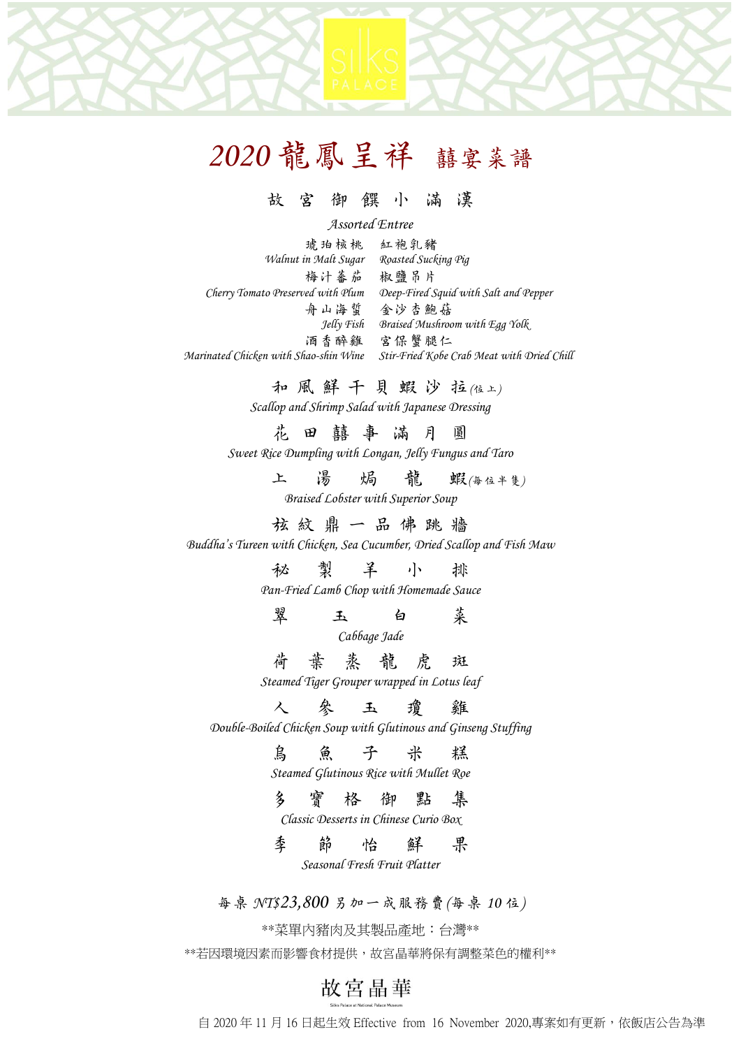SILKS PALACE

# 2020 龍鳳呈祥 囍宴菜譜

## 故 宮 御 饌 小 滿 漢

*Assorted Entree*

琥珀核桃 *Walnut in Malt Sugar*
紅袍乳豬 *Roasted Sucking Pig*
梅汁蕃茄 *Cherry Tomato Preserved with Plum*
椒鹽吊片 *Deep-Fired Squid with Salt and Pepper*
舟山海蜇 *Jelly Fish*
金沙杏鮑菇 *Braised Mushroom with Egg Yolk*
酒香醉雞 *Marinated Chicken with Shao-shin Wine*
宮保蟹腿仁 *Stir-Fried Kobe Crab Meat with Dried Chili*

## 和 風 鮮 干 貝 蝦 沙 拉 (位上)

*Scallop and Shrimp Salad with Japanese Dressing*

## 花 田 囍 事 滿 月 圓

*Sweet Rice Dumpling with Longan, Jelly Fungus and Taro*

## 上 湯 焗 龍 蝦 (每位半隻)

*Braised Lobster with Superior Soup*

## 玹 紋 鼎 一 品 佛 跳 牆

*Buddha's Tureen with Chicken, Sea Cucumber, Dried Scallop and Fish Maw*

## 秘 製 羊 小 排

*Pan-Fried Lamb Chop with Homemade Sauce*

## 翠 玉 白 菜

*Cabbage Jade*

## 荷 葉 蒸 龍 虎 斑

*Steamed Tiger Grouper wrapped in Lotus leaf*

## 人 參 玉 瓊 雞

*Double-Boiled Chicken Soup with Glutinous and Ginseng Stuffing*

## 烏 魚 子 米 糕

*Steamed Glutinous Rice with Mullet Roe*

## 多 寶 格 御 點 集

*Classic Desserts in Chinese Curio Box*

## 季 節 怡 鮮 果

*Seasonal Fresh Fruit Platter*

每桌 NT$23,800 另加一成服務費(每桌 10 位)

**菜單內豬肉及其製品產地：台灣**

**若因環境因素而影響食材提供，故宮晶華將保有調整菜色的權利**

故宮晶華

Silks Palace at National Palace Museum

自 2020 年 11 月 16 日起生效 Effective from 16 November 2020,專案如有更新，依飯店公告為準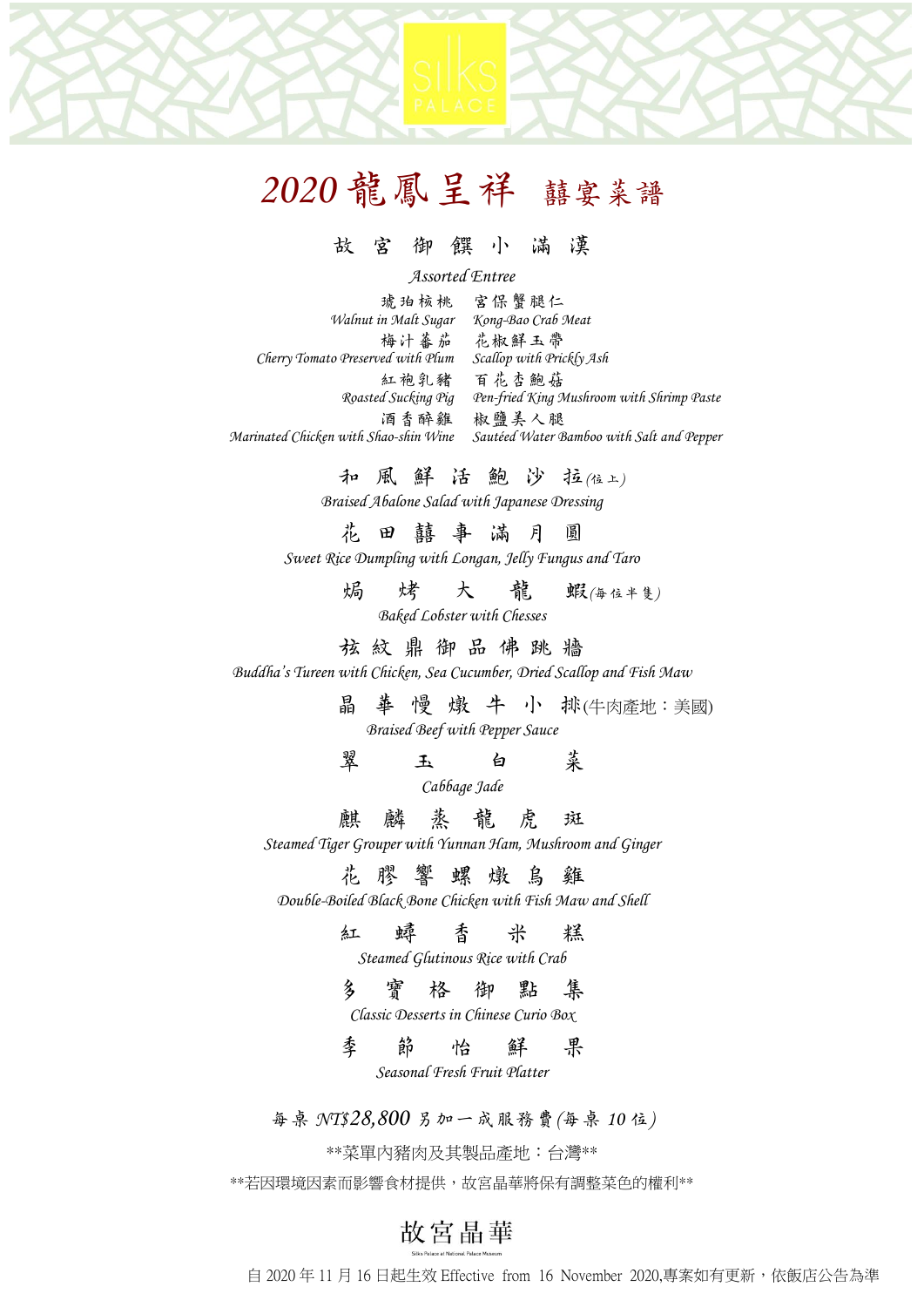SILKS PALACE

# 2020 龍鳳呈祥 囍宴菜譜

## 故 宮 御 饌 小 滿 漢

*Assorted Entree*

琥珀核桃 *Walnut in Malt Sugar*

宮保蟹腿仁 *Kong-Bao Crab Meat*

梅汁蕃茄 *Cherry Tomato Preserved with Plum*

花椒鮮玉帶 *Scallop with Prickly Ash*

紅袍乳豬 *Roasted Sucking Pig*

百花杏鮑菇 *Pen-fried King Mushroom with Shrimp Paste*

酒香醉雞 *Marinated Chicken with Shao-shin Wine*

椒鹽美人腿 *Sautéed Water Bamboo with Salt and Pepper*

## 和 風 鮮 活 鮑 沙 拉 (位上)

*Braised Abalone Salad with Japanese Dressing*

## 花 田 囍 事 滿 月 圓

*Sweet Rice Dumpling with Longan, Jelly Fungus and Taro*

## 焗 烤 大 龍 蝦 (每位半隻)

*Baked Lobster with Chesses*

## 弦 紋 鼎 御 品 佛 跳 牆

*Buddha's Tureen with Chicken, Sea Cucumber, Dried Scallop and Fish Maw*

## 晶 華 慢 燉 牛 小 排 (牛肉產地：美國)

*Braised Beef with Pepper Sauce*

## 翠 玉 白 菜

*Cabbage Jade*

## 麒 麟 蒸 龍 虎 斑

*Steamed Tiger Grouper with Yunnan Ham, Mushroom and Ginger*

## 花 膠 響 螺 燉 烏 雞

*Double-Boiled Black Bone Chicken with Fish Maw and Shell*

## 紅 蟳 香 米 糕

*Steamed Glutinous Rice with Crab*

## 多 寶 格 御 點 集

*Classic Desserts in Chinese Curio Box*

## 季 節 怡 鮮 果

*Seasonal Fresh Fruit Platter*

每桌 *NT$28,800* 另加一成服務費(每桌 10 位)

**菜單內豬肉及其製品產地：台灣**

**若因環境因素而影響食材提供，故宮晶華將保有調整菜色的權利**

故宮晶華

Silks Palace at National Palace Museum

自 2020 年 11 月 16 日起生效 Effective from 16 November 2020,專案如有更新，依飯店公告為準